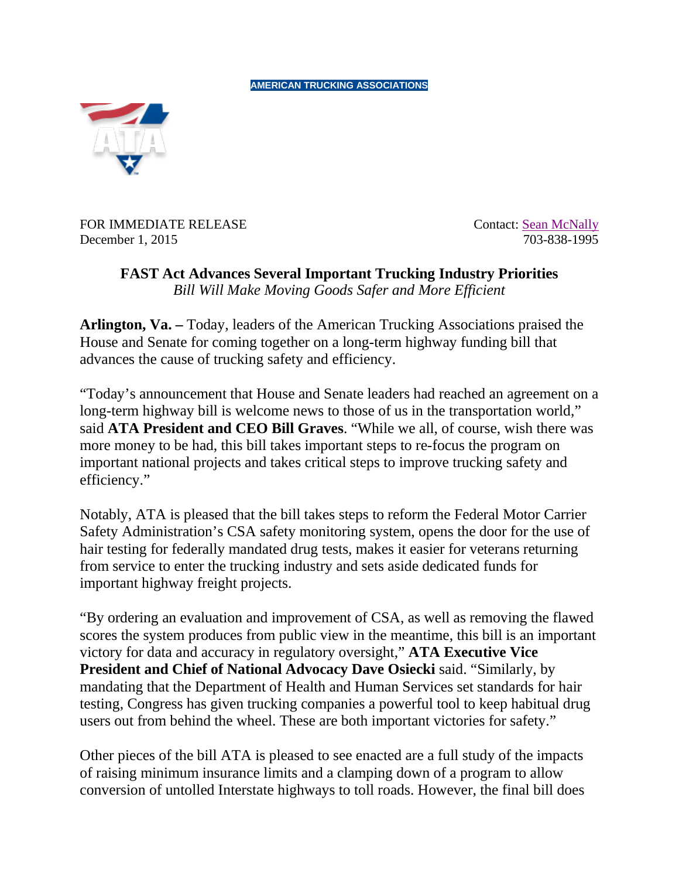AMERICAN TRUCKING ASSOCIATIONS

FOR IMMEDIATE RELEASE
December 1, 2015

Contact: Sean McNally
703-838-1995

## FAST Act Advances Several Important Trucking Industry Priorities

*Bill Will Make Moving Goods Safer and More Efficient*

**Arlington, Va. –** Today, leaders of the American Trucking Associations praised the House and Senate for coming together on a long-term highway funding bill that advances the cause of trucking safety and efficiency.

"Today's announcement that House and Senate leaders had reached an agreement on a long-term highway bill is welcome news to those of us in the transportation world," said **ATA President and CEO Bill Graves**. "While we all, of course, wish there was more money to be had, this bill takes important steps to re-focus the program on important national projects and takes critical steps to improve trucking safety and efficiency."

Notably, ATA is pleased that the bill takes steps to reform the Federal Motor Carrier Safety Administration's CSA safety monitoring system, opens the door for the use of hair testing for federally mandated drug tests, makes it easier for veterans returning from service to enter the trucking industry and sets aside dedicated funds for important highway freight projects.

"By ordering an evaluation and improvement of CSA, as well as removing the flawed scores the system produces from public view in the meantime, this bill is an important victory for data and accuracy in regulatory oversight," **ATA Executive Vice President and Chief of National Advocacy Dave Osiecki** said. "Similarly, by mandating that the Department of Health and Human Services set standards for hair testing, Congress has given trucking companies a powerful tool to keep habitual drug users out from behind the wheel. These are both important victories for safety."

Other pieces of the bill ATA is pleased to see enacted are a full study of the impacts of raising minimum insurance limits and a clamping down of a program to allow conversion of untolled Interstate highways to toll roads. However, the final bill does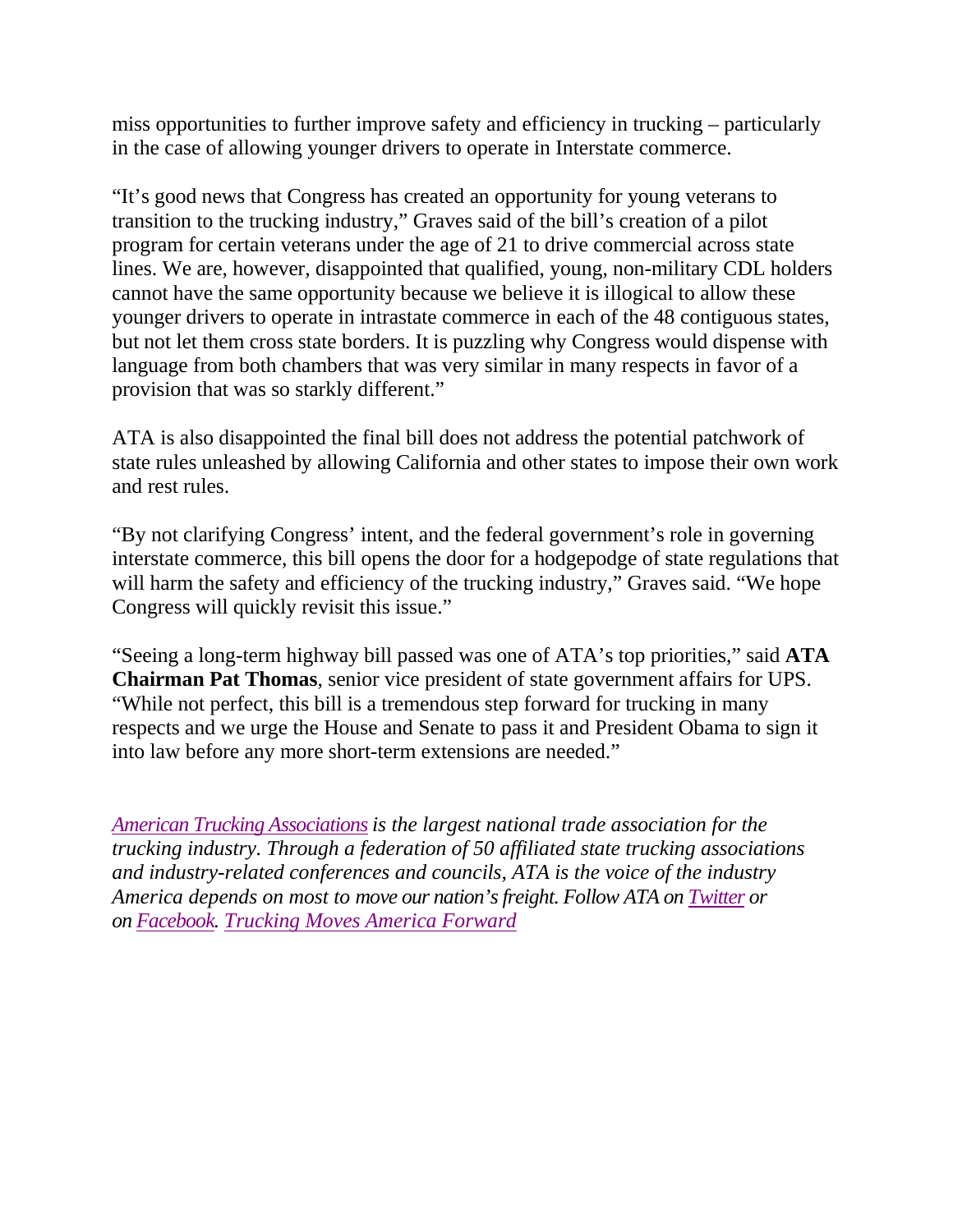miss opportunities to further improve safety and efficiency in trucking – particularly in the case of allowing younger drivers to operate in Interstate commerce.

"It's good news that Congress has created an opportunity for young veterans to transition to the trucking industry," Graves said of the bill's creation of a pilot program for certain veterans under the age of 21 to drive commercial across state lines. We are, however, disappointed that qualified, young, non-military CDL holders cannot have the same opportunity because we believe it is illogical to allow these younger drivers to operate in intrastate commerce in each of the 48 contiguous states, but not let them cross state borders. It is puzzling why Congress would dispense with language from both chambers that was very similar in many respects in favor of a provision that was so starkly different."

ATA is also disappointed the final bill does not address the potential patchwork of state rules unleashed by allowing California and other states to impose their own work and rest rules.

"By not clarifying Congress' intent, and the federal government's role in governing interstate commerce, this bill opens the door for a hodgepodge of state regulations that will harm the safety and efficiency of the trucking industry," Graves said. "We hope Congress will quickly revisit this issue."

"Seeing a long-term highway bill passed was one of ATA's top priorities," said **ATA Chairman Pat Thomas**, senior vice president of state government affairs for UPS. "While not perfect, this bill is a tremendous step forward for trucking in many respects and we urge the House and Senate to pass it and President Obama to sign it into law before any more short-term extensions are needed."

*American Trucking Associations is the largest national trade association for the trucking industry. Through a federation of 50 affiliated state trucking associations and industry-related conferences and councils, ATA is the voice of the industry America depends on most to move our nation's freight. Follow ATA on Twitter or on Facebook. Trucking Moves America Forward*